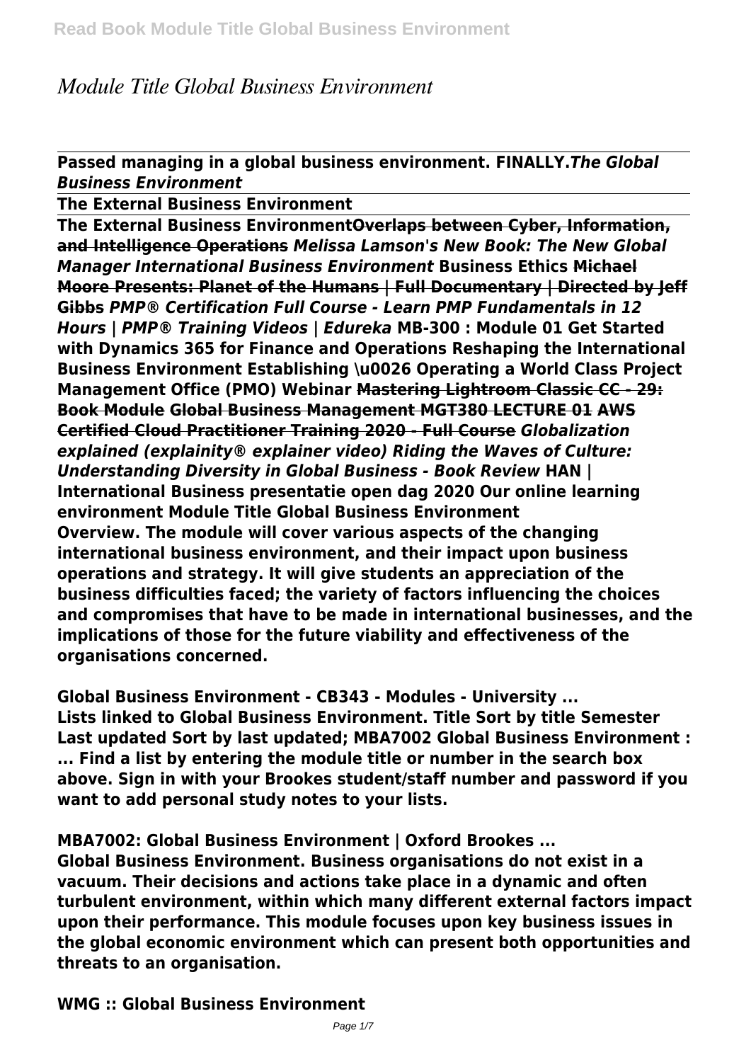# *Module Title Global Business Environment*

**Passed managing in a global business environment. FINALLY.*The Global Business Environment***

**The External Business Environment**

**The External Business Environment~~Overlaps between Cyber, Information, and Intelligence Operations~~ *Melissa Lamson's New Book: The New Global Manager International Business Environment* Business Ethics ~~Michael Moore Presents: Planet of the Humans | Full Documentary | Directed by Jeff Gibbs~~ *PMP® Certification Full Course - Learn PMP Fundamentals in 12 Hours | PMP® Training Videos | Edureka* MB-300 : Module 01 Get Started with Dynamics 365 for Finance and Operations Reshaping the International Business Environment Establishing \u0026 Operating a World Class Project Management Office (PMO) Webinar ~~Mastering Lightroom Classic CC - 29: Book Module~~ ~~Global Business Management MGT380 LECTURE 01~~ ~~AWS Certified Cloud Practitioner Training 2020 - Full Course~~ *Globalization explained (explainity® explainer video) Riding the Waves of Culture: Understanding Diversity in Global Business - Book Review* HAN | International Business presentatie open dag 2020 Our online learning environment Module Title Global Business Environment**

**Overview. The module will cover various aspects of the changing international business environment, and their impact upon business operations and strategy. It will give students an appreciation of the business difficulties faced; the variety of factors influencing the choices and compromises that have to be made in international businesses, and the implications of those for the future viability and effectiveness of the organisations concerned.**

**Global Business Environment - CB343 - Modules - University ...**

**Lists linked to Global Business Environment. Title Sort by title Semester Last updated Sort by last updated; MBA7002 Global Business Environment : ... Find a list by entering the module title or number in the search box above. Sign in with your Brookes student/staff number and password if you want to add personal study notes to your lists.**

**MBA7002: Global Business Environment | Oxford Brookes ...**

**Global Business Environment. Business organisations do not exist in a vacuum. Their decisions and actions take place in a dynamic and often turbulent environment, within which many different external factors impact upon their performance. This module focuses upon key business issues in the global economic environment which can present both opportunities and threats to an organisation.**

**WMG :: Global Business Environment**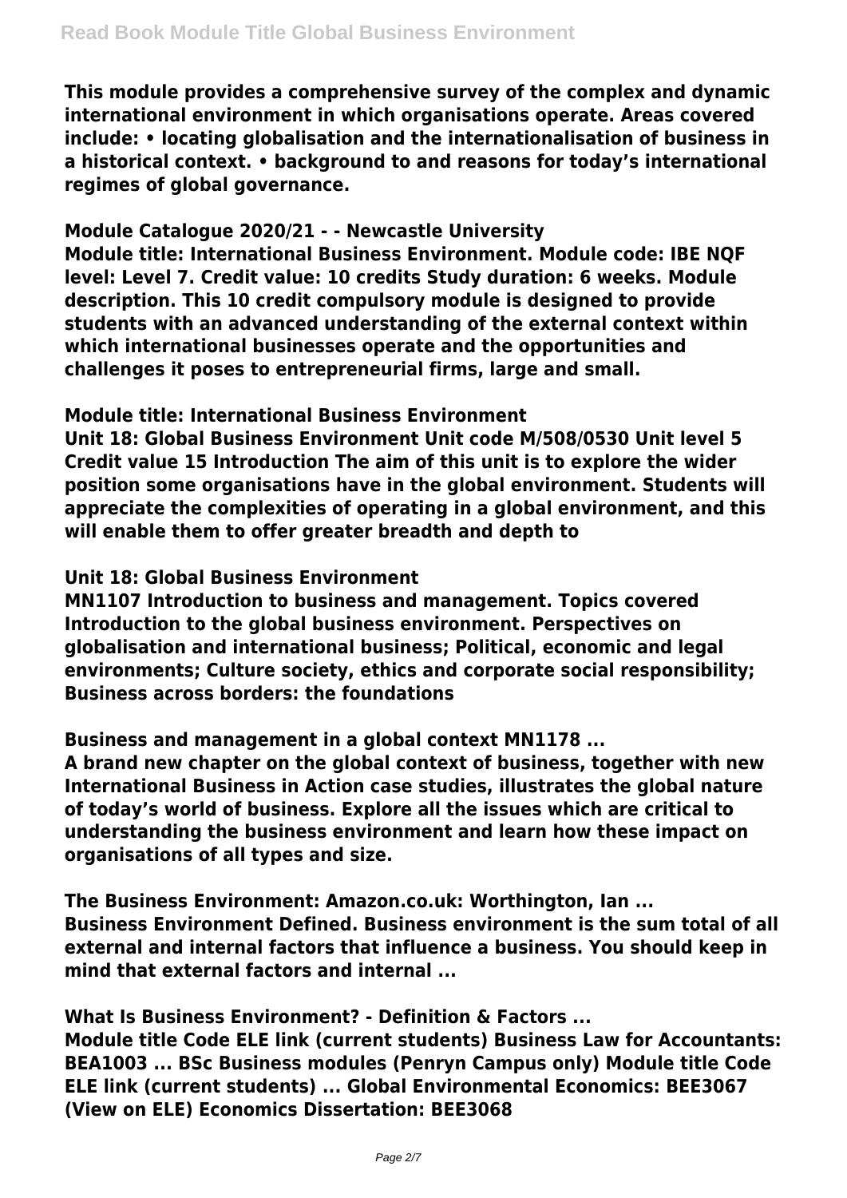This module provides a comprehensive survey of the complex and dynamic international environment in which organisations operate. Areas covered include: • locating globalisation and the internationalisation of business in a historical context. • background to and reasons for today's international regimes of global governance.

**Module Catalogue 2020/21 - - Newcastle University**

Module title: International Business Environment. Module code: IBE NQF level: Level 7. Credit value: 10 credits Study duration: 6 weeks. Module description. This 10 credit compulsory module is designed to provide students with an advanced understanding of the external context within which international businesses operate and the opportunities and challenges it poses to entrepreneurial firms, large and small.

**Module title: International Business Environment**

Unit 18: Global Business Environment Unit code M/508/0530 Unit level 5 Credit value 15 Introduction The aim of this unit is to explore the wider position some organisations have in the global environment. Students will appreciate the complexities of operating in a global environment, and this will enable them to offer greater breadth and depth to

**Unit 18: Global Business Environment**

MN1107 Introduction to business and management. Topics covered Introduction to the global business environment. Perspectives on globalisation and international business; Political, economic and legal environments; Culture society, ethics and corporate social responsibility; Business across borders: the foundations

**Business and management in a global context MN1178 ...**

A brand new chapter on the global context of business, together with new International Business in Action case studies, illustrates the global nature of today's world of business. Explore all the issues which are critical to understanding the business environment and learn how these impact on organisations of all types and size.

**The Business Environment: Amazon.co.uk: Worthington, Ian ...**

Business Environment Defined. Business environment is the sum total of all external and internal factors that influence a business. You should keep in mind that external factors and internal ...

**What Is Business Environment? - Definition & Factors ...**

Module title Code ELE link (current students) Business Law for Accountants: BEA1003 ... BSc Business modules (Penryn Campus only) Module title Code ELE link (current students) ... Global Environmental Economics: BEE3067 (View on ELE) Economics Dissertation: BEE3068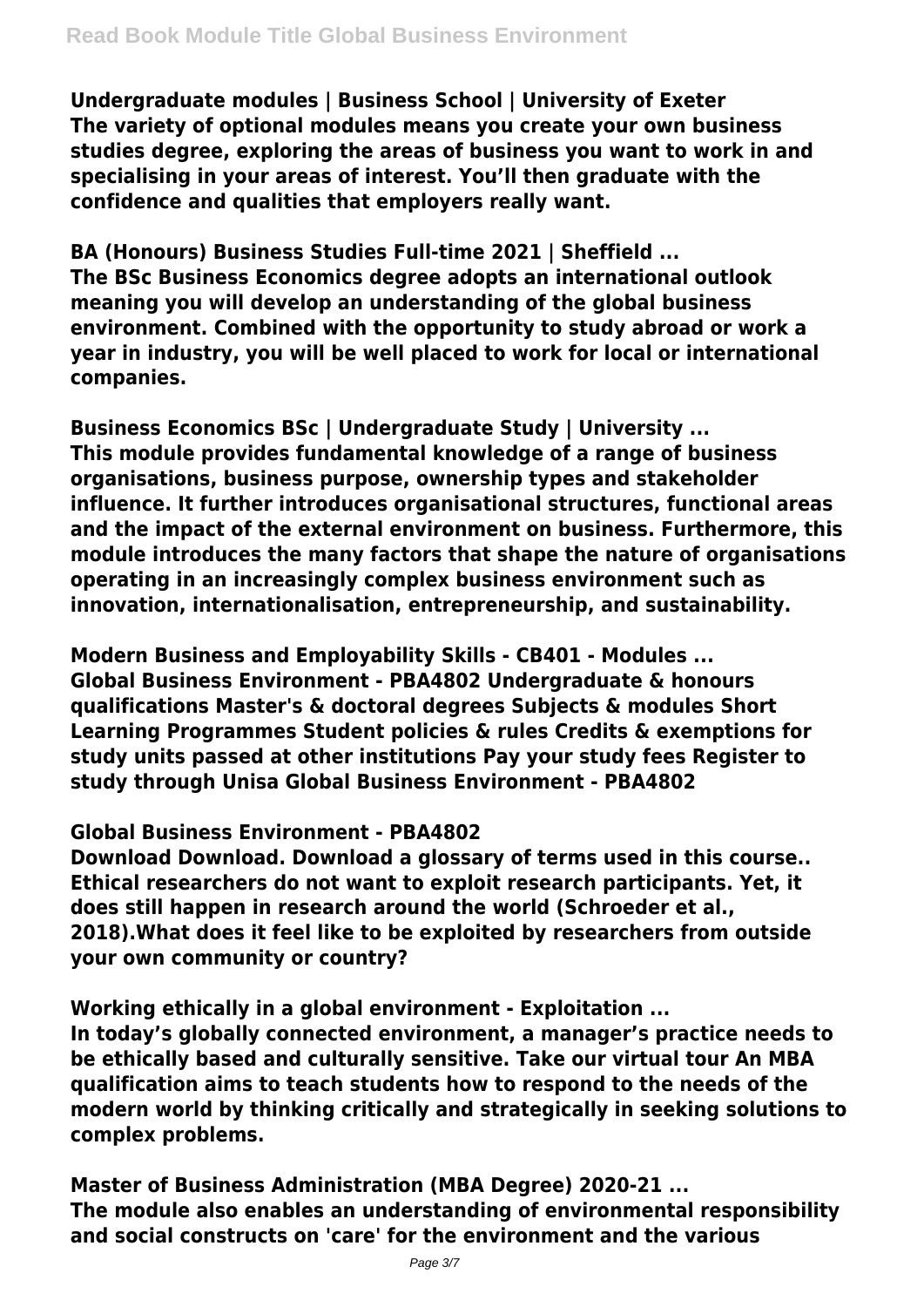**Undergraduate modules | Business School | University of Exeter**
**The variety of optional modules means you create your own business studies degree, exploring the areas of business you want to work in and specialising in your areas of interest. You'll then graduate with the confidence and qualities that employers really want.**

**BA (Honours) Business Studies Full-time 2021 | Sheffield ...**
**The BSc Business Economics degree adopts an international outlook meaning you will develop an understanding of the global business environment. Combined with the opportunity to study abroad or work a year in industry, you will be well placed to work for local or international companies.**

**Business Economics BSc | Undergraduate Study | University ...**
**This module provides fundamental knowledge of a range of business organisations, business purpose, ownership types and stakeholder influence. It further introduces organisational structures, functional areas and the impact of the external environment on business. Furthermore, this module introduces the many factors that shape the nature of organisations operating in an increasingly complex business environment such as innovation, internationalisation, entrepreneurship, and sustainability.**

**Modern Business and Employability Skills - CB401 - Modules ...**
**Global Business Environment - PBA4802 Undergraduate & honours qualifications Master's & doctoral degrees Subjects & modules Short Learning Programmes Student policies & rules Credits & exemptions for study units passed at other institutions Pay your study fees Register to study through Unisa Global Business Environment - PBA4802**

**Global Business Environment - PBA4802**
**Download Download. Download a glossary of terms used in this course.. Ethical researchers do not want to exploit research participants. Yet, it does still happen in research around the world (Schroeder et al., 2018).What does it feel like to be exploited by researchers from outside your own community or country?**

**Working ethically in a global environment - Exploitation ...**
**In today's globally connected environment, a manager's practice needs to be ethically based and culturally sensitive. Take our virtual tour An MBA qualification aims to teach students how to respond to the needs of the modern world by thinking critically and strategically in seeking solutions to complex problems.**

**Master of Business Administration (MBA Degree) 2020-21 ...**
**The module also enables an understanding of environmental responsibility and social constructs on 'care' for the environment and the various**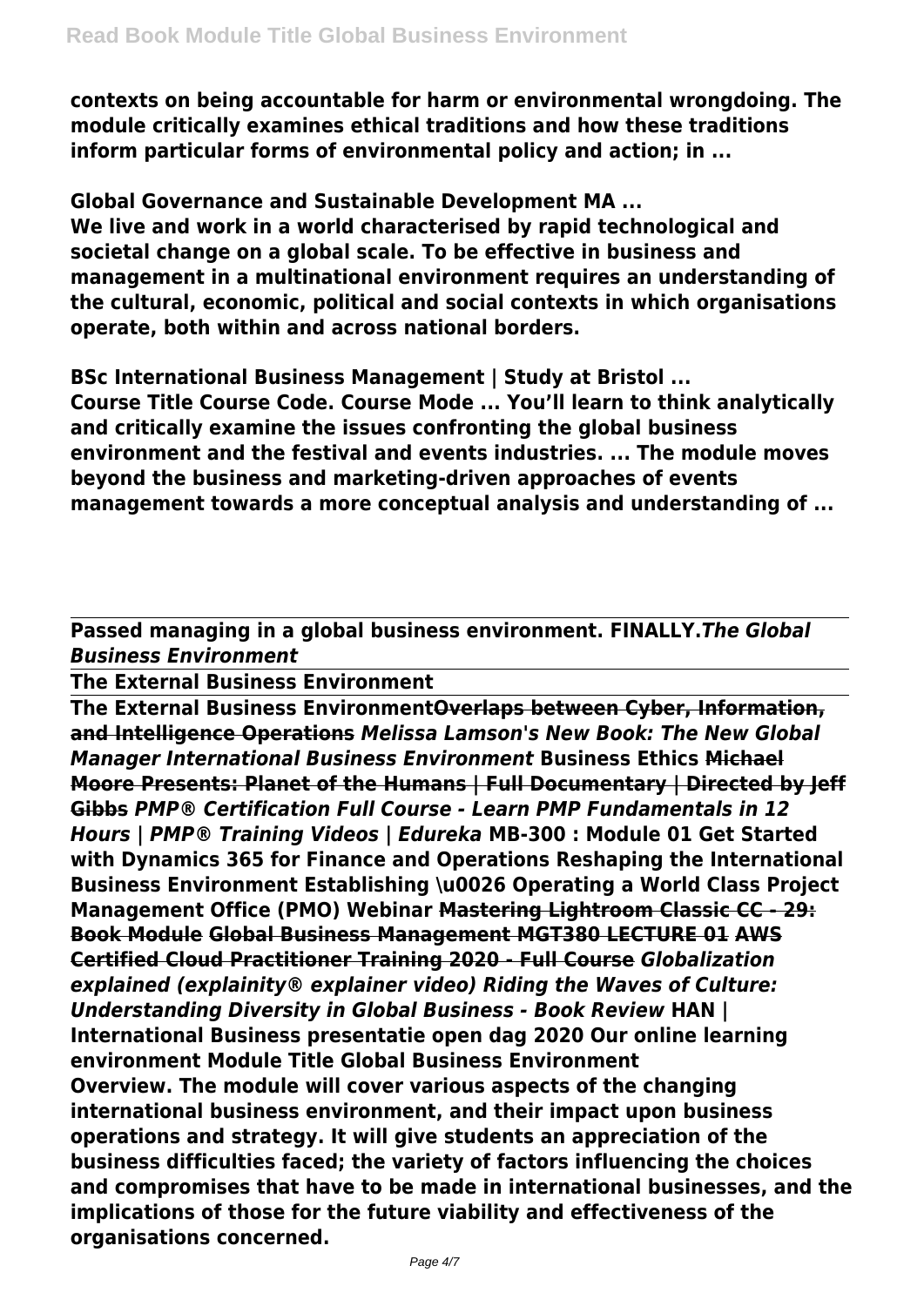**contexts on being accountable for harm or environmental wrongdoing. The module critically examines ethical traditions and how these traditions inform particular forms of environmental policy and action; in ...**

**Global Governance and Sustainable Development MA ...**
**We live and work in a world characterised by rapid technological and societal change on a global scale. To be effective in business and management in a multinational environment requires an understanding of the cultural, economic, political and social contexts in which organisations operate, both within and across national borders.**

**BSc International Business Management | Study at Bristol ...**
**Course Title Course Code. Course Mode ... You'll learn to think analytically and critically examine the issues confronting the global business environment and the festival and events industries. ... The module moves beyond the business and marketing-driven approaches of events management towards a more conceptual analysis and understanding of ...**

---

**Passed managing in a global business environment. FINALLY.*The Global Business Environment***

---

**The External Business Environment**

---

**The External Business Environment~~Overlaps between Cyber, Information, and Intelligence Operations~~ *Melissa Lamson's New Book: The New Global Manager International Business Environment* Business Ethics ~~Michael Moore Presents: Planet of the Humans | Full Documentary | Directed by Jeff Gibbs~~ *PMP® Certification Full Course - Learn PMP Fundamentals in 12 Hours | PMP® Training Videos | Edureka* MB-300 : Module 01 Get Started with Dynamics 365 for Finance and Operations Reshaping the International Business Environment Establishing \u0026 Operating a World Class Project Management Office (PMO) Webinar ~~Mastering Lightroom Classic CC - 29: Book Module~~ ~~Global Business Management MGT380 LECTURE 01~~ ~~AWS Certified Cloud Practitioner Training 2020 - Full Course~~ *Globalization explained (explainity® explainer video) Riding the Waves of Culture: Understanding Diversity in Global Business - Book Review* HAN | International Business presentatie open dag 2020 Our online learning environment Module Title Global Business Environment**
**Overview. The module will cover various aspects of the changing international business environment, and their impact upon business operations and strategy. It will give students an appreciation of the business difficulties faced; the variety of factors influencing the choices and compromises that have to be made in international businesses, and the implications of those for the future viability and effectiveness of the organisations concerned.**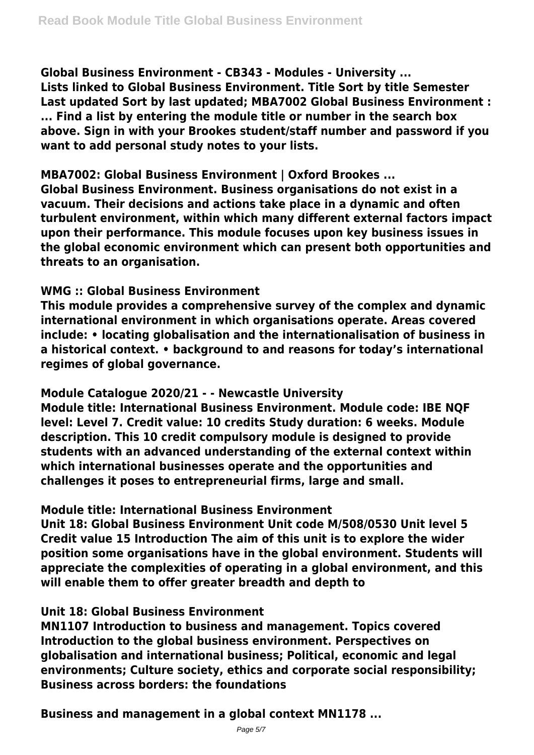**Global Business Environment - CB343 - Modules - University ...**
**Lists linked to Global Business Environment. Title Sort by title Semester Last updated Sort by last updated; MBA7002 Global Business Environment : ... Find a list by entering the module title or number in the search box above. Sign in with your Brookes student/staff number and password if you want to add personal study notes to your lists.**

**MBA7002: Global Business Environment | Oxford Brookes ...**
**Global Business Environment. Business organisations do not exist in a vacuum. Their decisions and actions take place in a dynamic and often turbulent environment, within which many different external factors impact upon their performance. This module focuses upon key business issues in the global economic environment which can present both opportunities and threats to an organisation.**

**WMG :: Global Business Environment**
**This module provides a comprehensive survey of the complex and dynamic international environment in which organisations operate. Areas covered include: • locating globalisation and the internationalisation of business in a historical context. • background to and reasons for today's international regimes of global governance.**

**Module Catalogue 2020/21 - - Newcastle University**
**Module title: International Business Environment. Module code: IBE NQF level: Level 7. Credit value: 10 credits Study duration: 6 weeks. Module description. This 10 credit compulsory module is designed to provide students with an advanced understanding of the external context within which international businesses operate and the opportunities and challenges it poses to entrepreneurial firms, large and small.**

**Module title: International Business Environment**
**Unit 18: Global Business Environment Unit code M/508/0530 Unit level 5 Credit value 15 Introduction The aim of this unit is to explore the wider position some organisations have in the global environment. Students will appreciate the complexities of operating in a global environment, and this will enable them to offer greater breadth and depth to**

**Unit 18: Global Business Environment**
**MN1107 Introduction to business and management. Topics covered Introduction to the global business environment. Perspectives on globalisation and international business; Political, economic and legal environments; Culture society, ethics and corporate social responsibility; Business across borders: the foundations**

**Business and management in a global context MN1178 ...**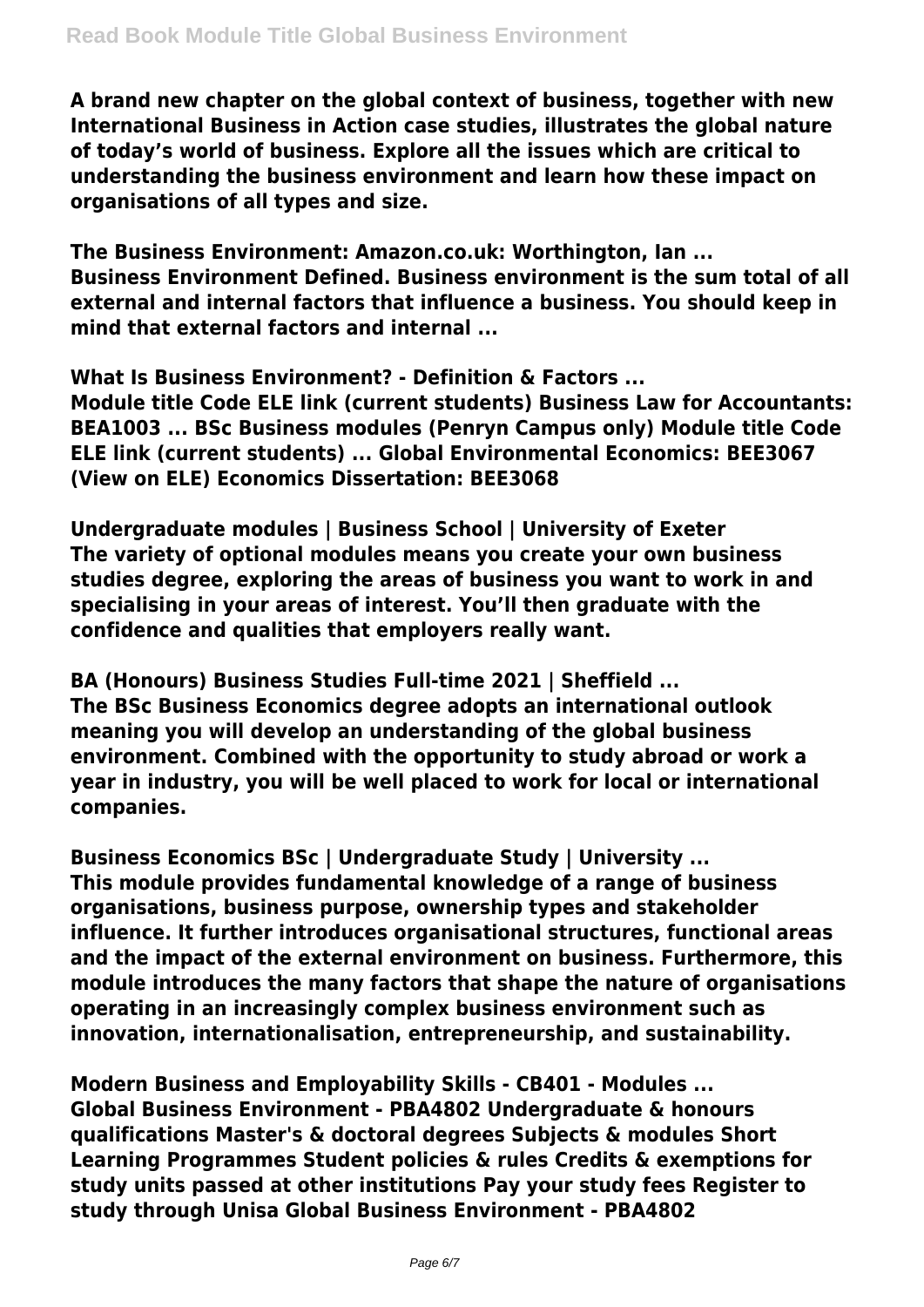**A brand new chapter on the global context of business, together with new International Business in Action case studies, illustrates the global nature of today's world of business. Explore all the issues which are critical to understanding the business environment and learn how these impact on organisations of all types and size.**

**The Business Environment: Amazon.co.uk: Worthington, Ian ...**
**Business Environment Defined. Business environment is the sum total of all external and internal factors that influence a business. You should keep in mind that external factors and internal ...**

**What Is Business Environment? - Definition & Factors ...**
**Module title Code ELE link (current students) Business Law for Accountants: BEA1003 ... BSc Business modules (Penryn Campus only) Module title Code ELE link (current students) ... Global Environmental Economics: BEE3067 (View on ELE) Economics Dissertation: BEE3068**

**Undergraduate modules | Business School | University of Exeter**
**The variety of optional modules means you create your own business studies degree, exploring the areas of business you want to work in and specialising in your areas of interest. You'll then graduate with the confidence and qualities that employers really want.**

**BA (Honours) Business Studies Full-time 2021 | Sheffield ...**
**The BSc Business Economics degree adopts an international outlook meaning you will develop an understanding of the global business environment. Combined with the opportunity to study abroad or work a year in industry, you will be well placed to work for local or international companies.**

**Business Economics BSc | Undergraduate Study | University ...**
**This module provides fundamental knowledge of a range of business organisations, business purpose, ownership types and stakeholder influence. It further introduces organisational structures, functional areas and the impact of the external environment on business. Furthermore, this module introduces the many factors that shape the nature of organisations operating in an increasingly complex business environment such as innovation, internationalisation, entrepreneurship, and sustainability.**

**Modern Business and Employability Skills - CB401 - Modules ...**
**Global Business Environment - PBA4802 Undergraduate & honours qualifications Master's & doctoral degrees Subjects & modules Short Learning Programmes Student policies & rules Credits & exemptions for study units passed at other institutions Pay your study fees Register to study through Unisa Global Business Environment - PBA4802**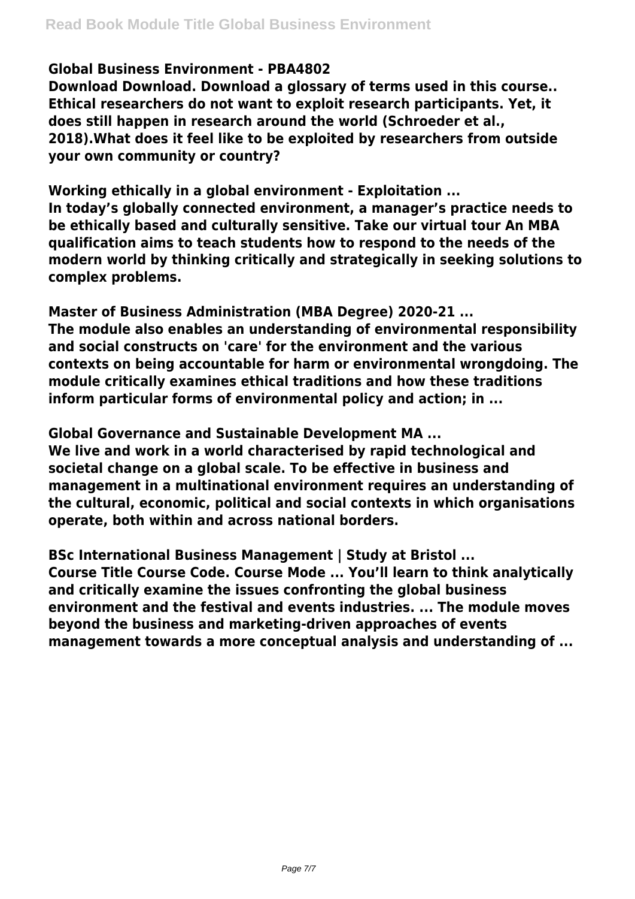**Global Business Environment - PBA4802**

**Download Download. Download a glossary of terms used in this course.. Ethical researchers do not want to exploit research participants. Yet, it does still happen in research around the world (Schroeder et al., 2018).What does it feel like to be exploited by researchers from outside your own community or country?**

**Working ethically in a global environment - Exploitation ...**

**In today's globally connected environment, a manager's practice needs to be ethically based and culturally sensitive. Take our virtual tour An MBA qualification aims to teach students how to respond to the needs of the modern world by thinking critically and strategically in seeking solutions to complex problems.**

**Master of Business Administration (MBA Degree) 2020-21 ...**

**The module also enables an understanding of environmental responsibility and social constructs on 'care' for the environment and the various contexts on being accountable for harm or environmental wrongdoing. The module critically examines ethical traditions and how these traditions inform particular forms of environmental policy and action; in ...**

**Global Governance and Sustainable Development MA ...**

**We live and work in a world characterised by rapid technological and societal change on a global scale. To be effective in business and management in a multinational environment requires an understanding of the cultural, economic, political and social contexts in which organisations operate, both within and across national borders.**

**BSc International Business Management | Study at Bristol ...**

**Course Title Course Code. Course Mode ... You'll learn to think analytically and critically examine the issues confronting the global business environment and the festival and events industries. ... The module moves beyond the business and marketing-driven approaches of events management towards a more conceptual analysis and understanding of ...**